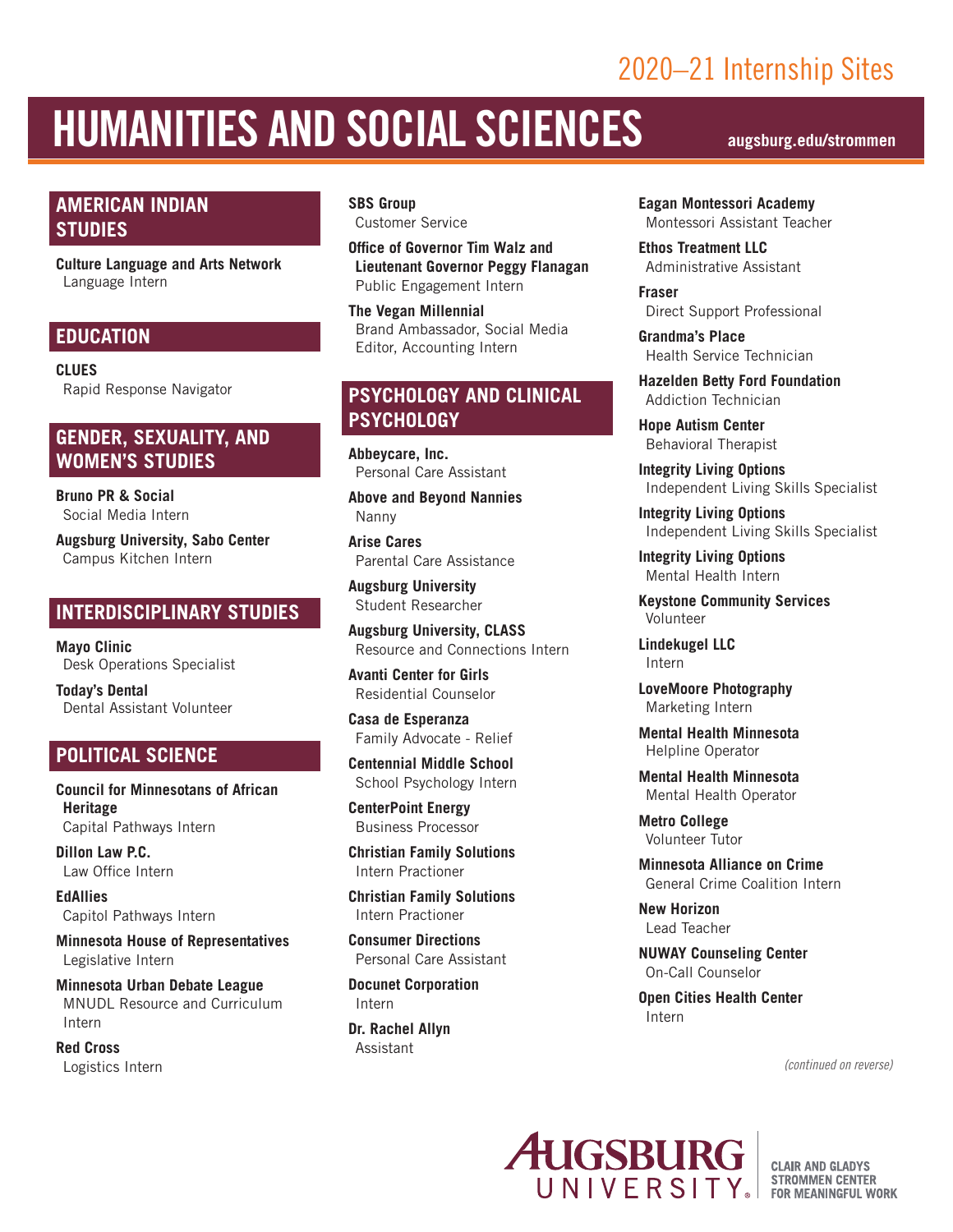2020–21 Internship Sites

# HUMANITIES AND SOCIAL SCIENCES

augsburg.edu/strommen

## AMERICAN INDIAN STUDIES

**Culture Language and Arts Network**
Language Intern

## EDUCATION

**CLUES**
Rapid Response Navigator

## GENDER, SEXUALITY, AND WOMEN'S STUDIES

**Bruno PR & Social**
Social Media Intern

**Augsburg University, Sabo Center**
Campus Kitchen Intern

## INTERDISCIPLINARY STUDIES

**Mayo Clinic**
Desk Operations Specialist

**Today's Dental**
Dental Assistant Volunteer

## POLITICAL SCIENCE

**Council for Minnesotans of African Heritage**
Capital Pathways Intern

**Dillon Law P.C.**
Law Office Intern

**EdAllies**
Capitol Pathways Intern

**Minnesota House of Representatives**
Legislative Intern

**Minnesota Urban Debate League**
MNUDL Resource and Curriculum Intern

**Red Cross**
Logistics Intern

**SBS Group**
Customer Service

**Office of Governor Tim Walz and Lieutenant Governor Peggy Flanagan**
Public Engagement Intern

**The Vegan Millennial**
Brand Ambassador, Social Media Editor, Accounting Intern

## PSYCHOLOGY AND CLINICAL PSYCHOLOGY

**Abbeycare, Inc.**
Personal Care Assistant

**Above and Beyond Nannies**
Nanny

**Arise Cares**
Parental Care Assistance

**Augsburg University**
Student Researcher

**Augsburg University, CLASS**
Resource and Connections Intern

**Avanti Center for Girls**
Residential Counselor

**Casa de Esperanza**
Family Advocate - Relief

**Centennial Middle School**
School Psychology Intern

**CenterPoint Energy**
Business Processor

**Christian Family Solutions**
Intern Practioner

**Christian Family Solutions**
Intern Practioner

**Consumer Directions**
Personal Care Assistant

**Docunet Corporation**
Intern

**Dr. Rachel Allyn**
Assistant

**Eagan Montessori Academy**
Montessori Assistant Teacher

**Ethos Treatment LLC**
Administrative Assistant

**Fraser**
Direct Support Professional

**Grandma's Place**
Health Service Technician

**Hazelden Betty Ford Foundation**
Addiction Technician

**Hope Autism Center**
Behavioral Therapist

**Integrity Living Options**
Independent Living Skills Specialist

**Integrity Living Options**
Independent Living Skills Specialist

**Integrity Living Options**
Mental Health Intern

**Keystone Community Services**
Volunteer

**Lindekugel LLC**
Intern

**LoveMoore Photography**
Marketing Intern

**Mental Health Minnesota**
Helpline Operator

**Mental Health Minnesota**
Mental Health Operator

**Metro College**
Volunteer Tutor

**Minnesota Alliance on Crime**
General Crime Coalition Intern

**New Horizon**
Lead Teacher

**NUWAY Counseling Center**
On-Call Counselor

**Open Cities Health Center**
Intern

*(continued on reverse)*

AUGSBURG UNIVERSITY
CLAIR AND GLADYS STROMMEN CENTER FOR MEANINGFUL WORK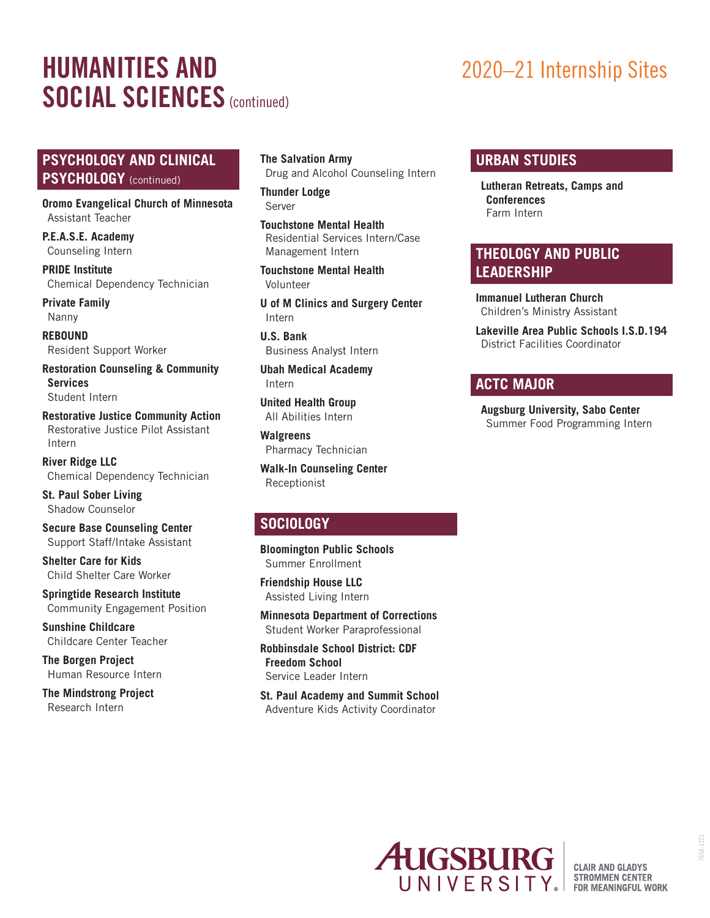# HUMANITIES AND SOCIAL SCIENCES (continued)

## 2020–21 Internship Sites

## PSYCHOLOGY AND CLINICAL PSYCHOLOGY (continued)

**Oromo Evangelical Church of Minnesota**
Assistant Teacher

**P.E.A.S.E. Academy**
Counseling Intern

**PRIDE Institute**
Chemical Dependency Technician

**Private Family**
Nanny

**REBOUND**
Resident Support Worker

**Restoration Counseling & Community Services**
Student Intern

**Restorative Justice Community Action**
Restorative Justice Pilot Assistant Intern

**River Ridge LLC**
Chemical Dependency Technician

**St. Paul Sober Living**
Shadow Counselor

**Secure Base Counseling Center**
Support Staff/Intake Assistant

**Shelter Care for Kids**
Child Shelter Care Worker

**Springtide Research Institute**
Community Engagement Position

**Sunshine Childcare**
Childcare Center Teacher

**The Borgen Project**
Human Resource Intern

**The Mindstrong Project**
Research Intern

**The Salvation Army**
Drug and Alcohol Counseling Intern

**Thunder Lodge**
Server

**Touchstone Mental Health**
Residential Services Intern/Case Management Intern

**Touchstone Mental Health**
Volunteer

**U of M Clinics and Surgery Center**
Intern

**U.S. Bank**
Business Analyst Intern

**Ubah Medical Academy**
Intern

**United Health Group**
All Abilities Intern

**Walgreens**
Pharmacy Technician

**Walk-In Counseling Center**
Receptionist

## SOCIOLOGY

**Bloomington Public Schools**
Summer Enrollment

**Friendship House LLC**
Assisted Living Intern

**Minnesota Department of Corrections**
Student Worker Paraprofessional

**Robbinsdale School District: CDF Freedom School**
Service Leader Intern

**St. Paul Academy and Summit School**
Adventure Kids Activity Coordinator

## URBAN STUDIES

**Lutheran Retreats, Camps and Conferences**
Farm Intern

## THEOLOGY AND PUBLIC LEADERSHIP

**Immanuel Lutheran Church**
Children's Ministry Assistant

**Lakeville Area Public Schools I.S.D.194**
District Facilities Coordinator

## ACTC MAJOR

**Augsburg University, Sabo Center**
Summer Food Programming Intern

AUGSBURG UNIVERSITY

CLAIR AND GLADYS STROMMEN CENTER FOR MEANINGFUL WORK